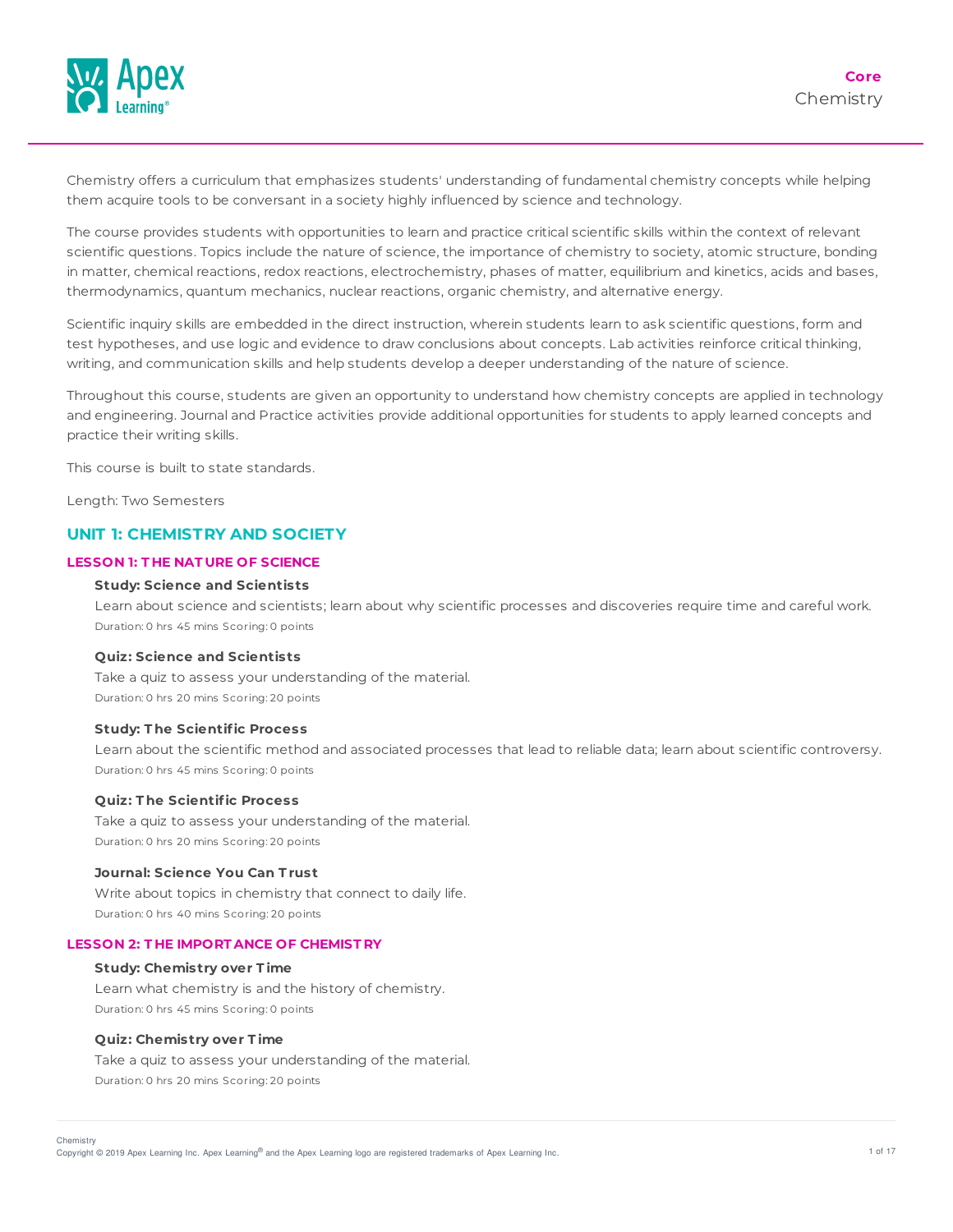# Core Chemistry

Chemistry offers a curriculum that emphasizes students' understanding of fundamental chemistry concepts while helping them acquire tools to be conversant in a society highly influenced by science and technology.

The course provides students with opportunities to learn and practice critical scientific skills within the context of relevant scientific questions. Topics include the nature of science, the importance of chemistry to society, atomic structure, bonding in matter, chemical reactions, redox reactions, electrochemistry, phases of matter, equilibrium and kinetics, acids and bases, thermodynamics, quantum mechanics, nuclear reactions, organic chemistry, and alternative energy.

Scientific inquiry skills are embedded in the direct instruction, wherein students learn to ask scientific questions, form and test hypotheses, and use logic and evidence to draw conclusions about concepts. Lab activities reinforce critical thinking, writing, and communication skills and help students develop a deeper understanding of the nature of science.

Throughout this course, students are given an opportunity to understand how chemistry concepts are applied in technology and engineering. Journal and Practice activities provide additional opportunities for students to apply learned concepts and practice their writing skills.

This course is built to state standards.

Length: Two Semesters

## UNIT 1: CHEMISTRY AND SOCIETY

### LESSON 1: THE NATURE OF SCIENCE

**Study: Science and Scientists**

Learn about science and scientists; learn about why scientific processes and discoveries require time and careful work.

Duration: 0 hrs 45 mins Scoring: 0 points

**Quiz: Science and Scientists**

Take a quiz to assess your understanding of the material.

Duration: 0 hrs 20 mins Scoring: 20 points

**Study: The Scientific Process**

Learn about the scientific method and associated processes that lead to reliable data; learn about scientific controversy.

Duration: 0 hrs 45 mins Scoring: 0 points

**Quiz: The Scientific Process**

Take a quiz to assess your understanding of the material.

Duration: 0 hrs 20 mins Scoring: 20 points

**Journal: Science You Can Trust**

Write about topics in chemistry that connect to daily life.

Duration: 0 hrs 40 mins Scoring: 20 points

### LESSON 2: THE IMPORTANCE OF CHEMISTRY

**Study: Chemistry over Time**

Learn what chemistry is and the history of chemistry.

Duration: 0 hrs 45 mins Scoring: 0 points

**Quiz: Chemistry over Time**

Take a quiz to assess your understanding of the material.

Duration: 0 hrs 20 mins Scoring: 20 points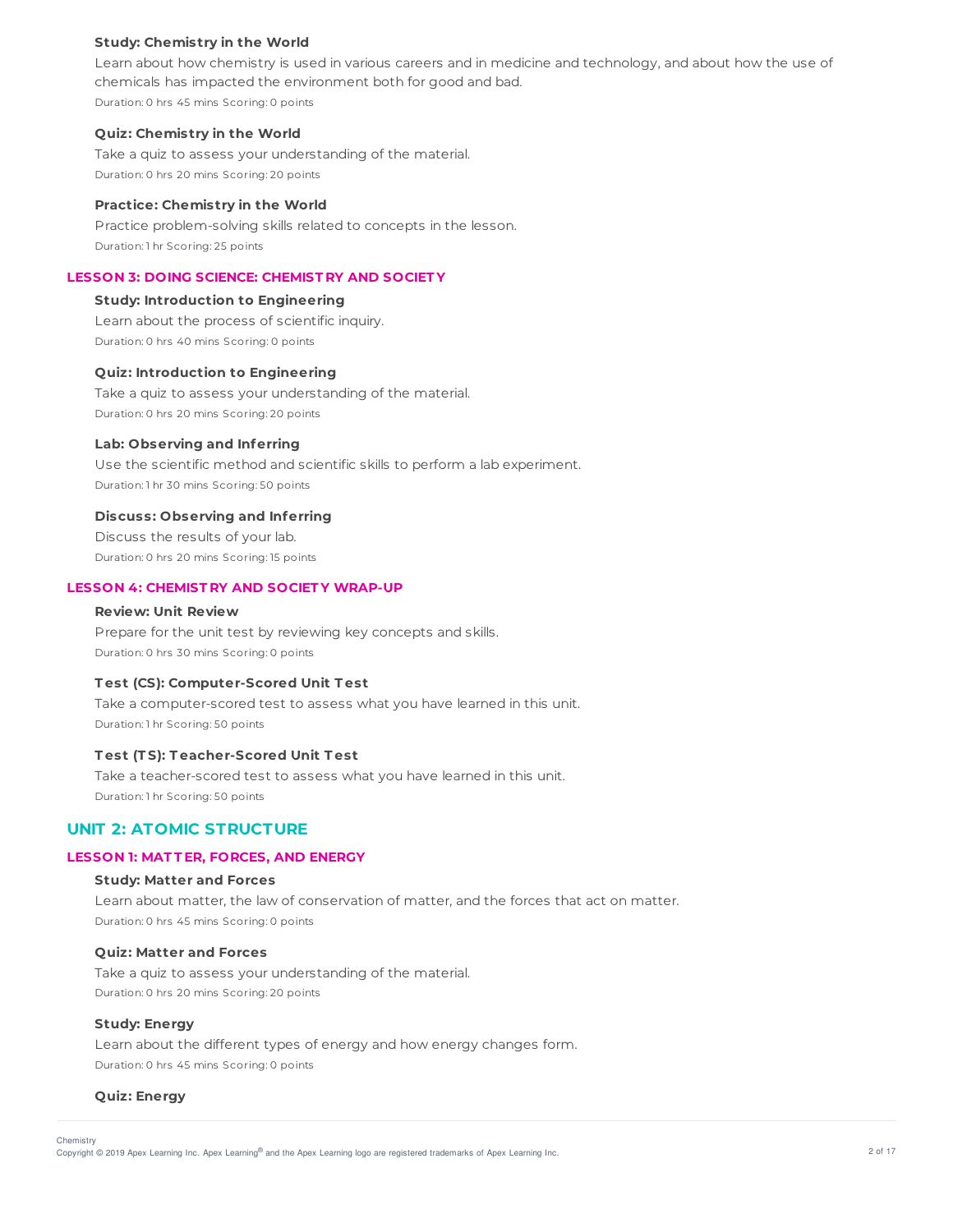#### Study: Chemistry in the World

Learn about how chemistry is used in various careers and in medicine and technology, and about how the use of chemicals has impacted the environment both for good and bad.

Duration: 0 hrs 45 mins Scoring: 0 points

#### Quiz: Chemistry in the World

Take a quiz to assess your understanding of the material.

Duration: 0 hrs 20 mins Scoring: 20 points

#### Practice: Chemistry in the World

Practice problem-solving skills related to concepts in the lesson.

Duration: 1 hr Scoring: 25 points

### LESSON 3: DOING SCIENCE: CHEMISTRY AND SOCIETY

#### Study: Introduction to Engineering

Learn about the process of scientific inquiry.

Duration: 0 hrs 40 mins Scoring: 0 points

#### Quiz: Introduction to Engineering

Take a quiz to assess your understanding of the material.

Duration: 0 hrs 20 mins Scoring: 20 points

#### Lab: Observing and Inferring

Use the scientific method and scientific skills to perform a lab experiment.

Duration: 1 hr 30 mins Scoring: 50 points

#### Discuss: Observing and Inferring

Discuss the results of your lab.

Duration: 0 hrs 20 mins Scoring: 15 points

### LESSON 4: CHEMISTRY AND SOCIETY WRAP-UP

#### Review: Unit Review

Prepare for the unit test by reviewing key concepts and skills.

Duration: 0 hrs 30 mins Scoring: 0 points

#### Test (CS): Computer-Scored Unit Test

Take a computer-scored test to assess what you have learned in this unit.

Duration: 1 hr Scoring: 50 points

#### Test (TS): Teacher-Scored Unit Test

Take a teacher-scored test to assess what you have learned in this unit.

Duration: 1 hr Scoring: 50 points

## UNIT 2: ATOMIC STRUCTURE

### LESSON 1: MATTER, FORCES, AND ENERGY

#### Study: Matter and Forces

Learn about matter, the law of conservation of matter, and the forces that act on matter.

Duration: 0 hrs 45 mins Scoring: 0 points

#### Quiz: Matter and Forces

Take a quiz to assess your understanding of the material.

Duration: 0 hrs 20 mins Scoring: 20 points

#### Study: Energy

Learn about the different types of energy and how energy changes form.

Duration: 0 hrs 45 mins Scoring: 0 points

#### Quiz: Energy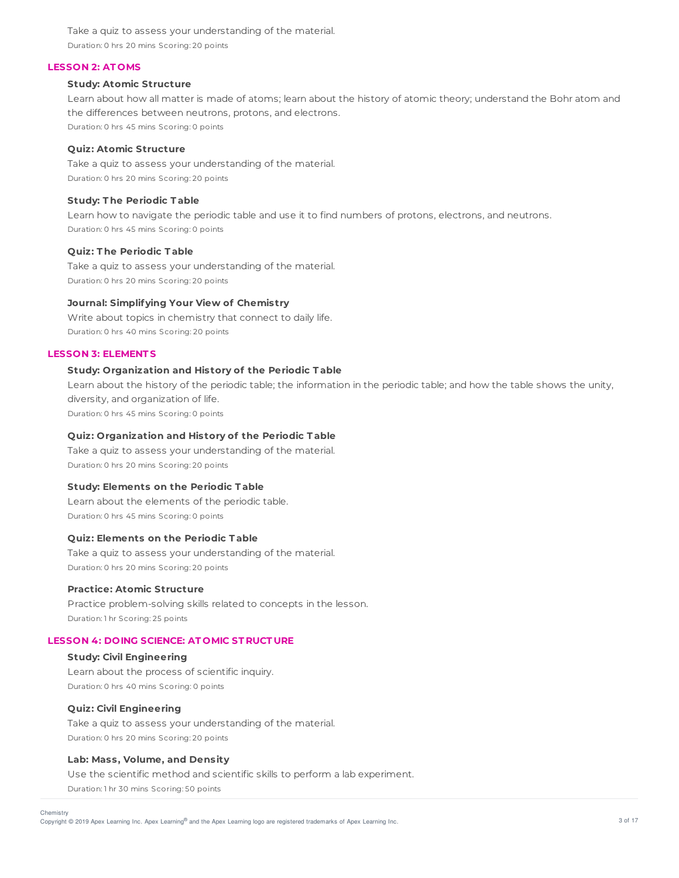Take a quiz to assess your understanding of the material.

Duration: 0 hrs 20 mins Scoring: 20 points

### LESSON 2: ATOMS

**Study: Atomic Structure**

Learn about how all matter is made of atoms; learn about the history of atomic theory; understand the Bohr atom and the differences between neutrons, protons, and electrons.

Duration: 0 hrs 45 mins Scoring: 0 points

**Quiz: Atomic Structure**

Take a quiz to assess your understanding of the material.

Duration: 0 hrs 20 mins Scoring: 20 points

**Study: The Periodic Table**

Learn how to navigate the periodic table and use it to find numbers of protons, electrons, and neutrons.

Duration: 0 hrs 45 mins Scoring: 0 points

**Quiz: The Periodic Table**

Take a quiz to assess your understanding of the material.

Duration: 0 hrs 20 mins Scoring: 20 points

**Journal: Simplifying Your View of Chemistry**

Write about topics in chemistry that connect to daily life.

Duration: 0 hrs 40 mins Scoring: 20 points

### LESSON 3: ELEMENTS

**Study: Organization and History of the Periodic Table**

Learn about the history of the periodic table; the information in the periodic table; and how the table shows the unity, diversity, and organization of life.

Duration: 0 hrs 45 mins Scoring: 0 points

**Quiz: Organization and History of the Periodic Table**

Take a quiz to assess your understanding of the material.

Duration: 0 hrs 20 mins Scoring: 20 points

**Study: Elements on the Periodic Table**

Learn about the elements of the periodic table.

Duration: 0 hrs 45 mins Scoring: 0 points

**Quiz: Elements on the Periodic Table**

Take a quiz to assess your understanding of the material.

Duration: 0 hrs 20 mins Scoring: 20 points

**Practice: Atomic Structure**

Practice problem-solving skills related to concepts in the lesson.

Duration: 1 hr Scoring: 25 points

### LESSON 4: DOING SCIENCE: ATOMIC STRUCTURE

**Study: Civil Engineering**

Learn about the process of scientific inquiry.

Duration: 0 hrs 40 mins Scoring: 0 points

**Quiz: Civil Engineering**

Take a quiz to assess your understanding of the material.

Duration: 0 hrs 20 mins Scoring: 20 points

**Lab: Mass, Volume, and Density**

Use the scientific method and scientific skills to perform a lab experiment.

Duration: 1 hr 30 mins Scoring: 50 points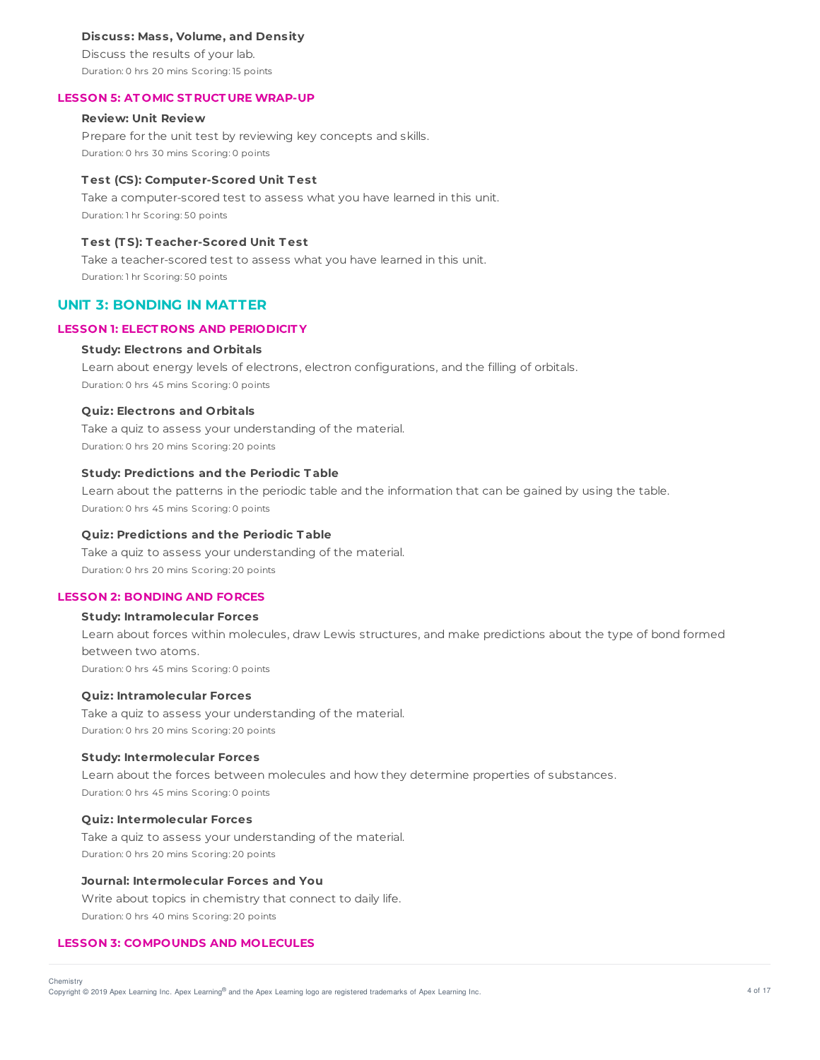#### Discuss: Mass, Volume, and Density

Discuss the results of your lab.

Duration: 0 hrs 20 mins Scoring: 15 points

### LESSON 5: ATOMIC STRUCTURE WRAP-UP

#### Review: Unit Review

Prepare for the unit test by reviewing key concepts and skills.

Duration: 0 hrs 30 mins Scoring: 0 points

#### Test (CS): Computer-Scored Unit Test

Take a computer-scored test to assess what you have learned in this unit.

Duration: 1 hr Scoring: 50 points

#### Test (TS): Teacher-Scored Unit Test

Take a teacher-scored test to assess what you have learned in this unit.

Duration: 1 hr Scoring: 50 points

## UNIT 3: BONDING IN MATTER

### LESSON 1: ELECTRONS AND PERIODICITY

#### Study: Electrons and Orbitals

Learn about energy levels of electrons, electron configurations, and the filling of orbitals.

Duration: 0 hrs 45 mins Scoring: 0 points

#### Quiz: Electrons and Orbitals

Take a quiz to assess your understanding of the material.

Duration: 0 hrs 20 mins Scoring: 20 points

#### Study: Predictions and the Periodic Table

Learn about the patterns in the periodic table and the information that can be gained by using the table.

Duration: 0 hrs 45 mins Scoring: 0 points

#### Quiz: Predictions and the Periodic Table

Take a quiz to assess your understanding of the material.

Duration: 0 hrs 20 mins Scoring: 20 points

### LESSON 2: BONDING AND FORCES

#### Study: Intramolecular Forces

Learn about forces within molecules, draw Lewis structures, and make predictions about the type of bond formed between two atoms.

Duration: 0 hrs 45 mins Scoring: 0 points

#### Quiz: Intramolecular Forces

Take a quiz to assess your understanding of the material.

Duration: 0 hrs 20 mins Scoring: 20 points

#### Study: Intermolecular Forces

Learn about the forces between molecules and how they determine properties of substances.

Duration: 0 hrs 45 mins Scoring: 0 points

#### Quiz: Intermolecular Forces

Take a quiz to assess your understanding of the material.

Duration: 0 hrs 20 mins Scoring: 20 points

#### Journal: Intermolecular Forces and You

Write about topics in chemistry that connect to daily life.

Duration: 0 hrs 40 mins Scoring: 20 points

### LESSON 3: COMPOUNDS AND MOLECULES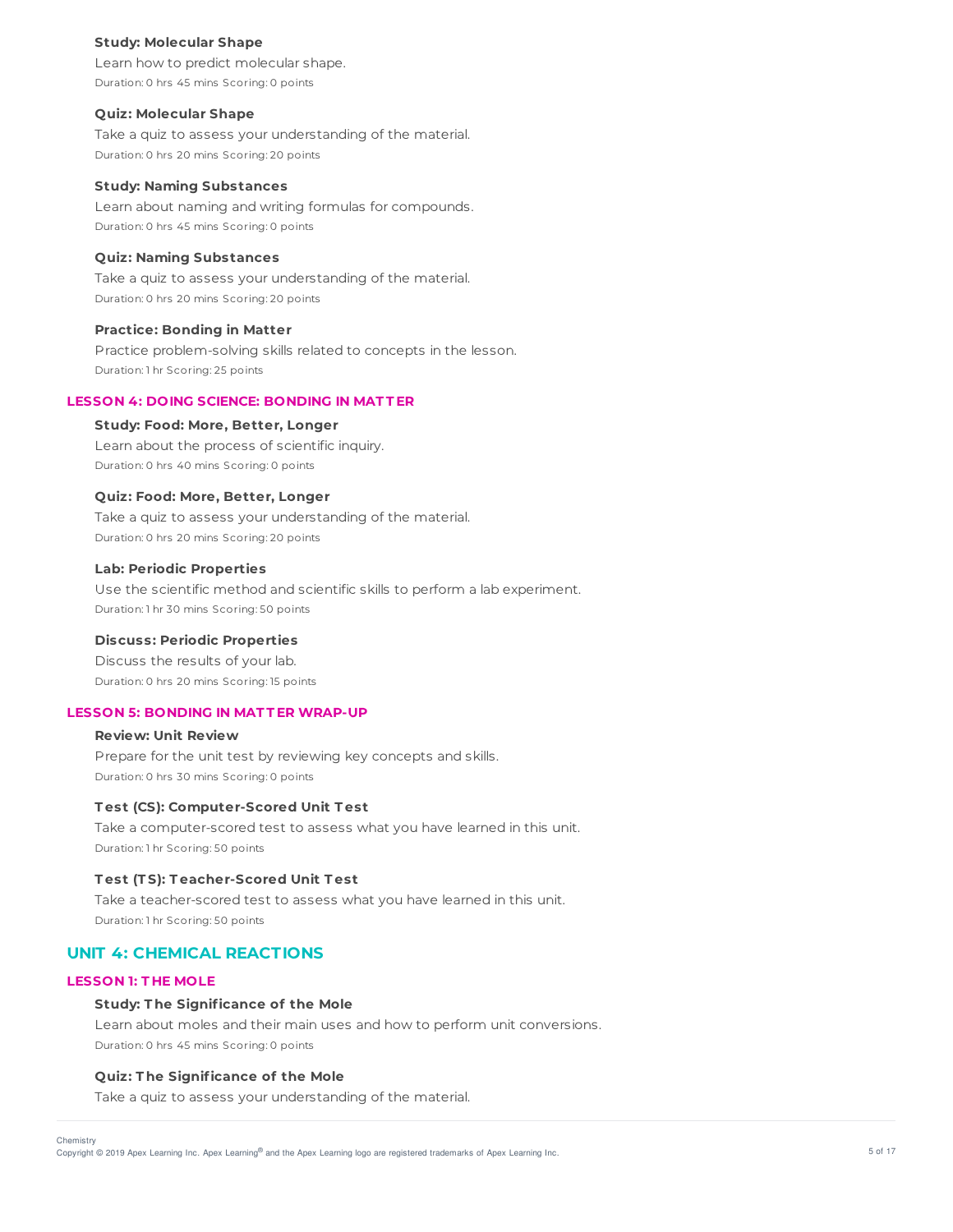#### Study: Molecular Shape

Learn how to predict molecular shape.

Duration: 0 hrs 45 mins Scoring: 0 points

#### Quiz: Molecular Shape

Take a quiz to assess your understanding of the material.

Duration: 0 hrs 20 mins Scoring: 20 points

#### Study: Naming Substances

Learn about naming and writing formulas for compounds.

Duration: 0 hrs 45 mins Scoring: 0 points

#### Quiz: Naming Substances

Take a quiz to assess your understanding of the material.

Duration: 0 hrs 20 mins Scoring: 20 points

#### Practice: Bonding in Matter

Practice problem-solving skills related to concepts in the lesson.

Duration: 1 hr Scoring: 25 points

### LESSON 4: DOING SCIENCE: BONDING IN MATTER

#### Study: Food: More, Better, Longer

Learn about the process of scientific inquiry.

Duration: 0 hrs 40 mins Scoring: 0 points

#### Quiz: Food: More, Better, Longer

Take a quiz to assess your understanding of the material.

Duration: 0 hrs 20 mins Scoring: 20 points

#### Lab: Periodic Properties

Use the scientific method and scientific skills to perform a lab experiment.

Duration: 1 hr 30 mins Scoring: 50 points

#### Discuss: Periodic Properties

Discuss the results of your lab.

Duration: 0 hrs 20 mins Scoring: 15 points

### LESSON 5: BONDING IN MATTER WRAP-UP

#### Review: Unit Review

Prepare for the unit test by reviewing key concepts and skills.

Duration: 0 hrs 30 mins Scoring: 0 points

#### Test (CS): Computer-Scored Unit Test

Take a computer-scored test to assess what you have learned in this unit.

Duration: 1 hr Scoring: 50 points

#### Test (TS): Teacher-Scored Unit Test

Take a teacher-scored test to assess what you have learned in this unit.

Duration: 1 hr Scoring: 50 points

## UNIT 4: CHEMICAL REACTIONS

### LESSON 1: THE MOLE

#### Study: The Significance of the Mole

Learn about moles and their main uses and how to perform unit conversions.

Duration: 0 hrs 45 mins Scoring: 0 points

#### Quiz: The Significance of the Mole

Take a quiz to assess your understanding of the material.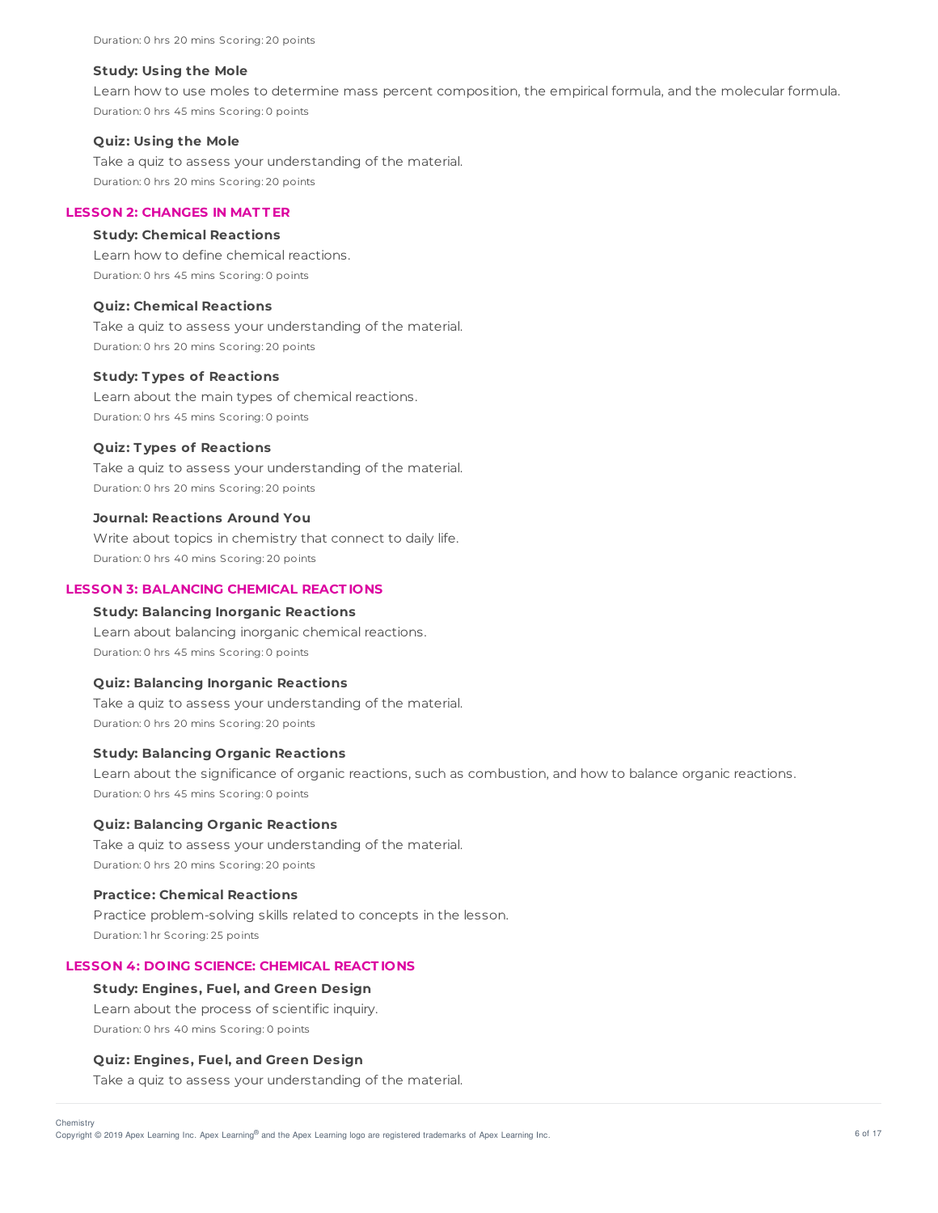Duration: 0 hrs 20 mins Scoring: 20 points

**Study: Using the Mole**

Learn how to use moles to determine mass percent composition, the empirical formula, and the molecular formula.

Duration: 0 hrs 45 mins Scoring: 0 points

**Quiz: Using the Mole**

Take a quiz to assess your understanding of the material.

Duration: 0 hrs 20 mins Scoring: 20 points

## LESSON 2: CHANGES IN MATTER

**Study: Chemical Reactions**

Learn how to define chemical reactions.

Duration: 0 hrs 45 mins Scoring: 0 points

**Quiz: Chemical Reactions**

Take a quiz to assess your understanding of the material.

Duration: 0 hrs 20 mins Scoring: 20 points

**Study: Types of Reactions**

Learn about the main types of chemical reactions.

Duration: 0 hrs 45 mins Scoring: 0 points

**Quiz: Types of Reactions**

Take a quiz to assess your understanding of the material.

Duration: 0 hrs 20 mins Scoring: 20 points

**Journal: Reactions Around You**

Write about topics in chemistry that connect to daily life.

Duration: 0 hrs 40 mins Scoring: 20 points

## LESSON 3: BALANCING CHEMICAL REACTIONS

**Study: Balancing Inorganic Reactions**

Learn about balancing inorganic chemical reactions.

Duration: 0 hrs 45 mins Scoring: 0 points

**Quiz: Balancing Inorganic Reactions**

Take a quiz to assess your understanding of the material.

Duration: 0 hrs 20 mins Scoring: 20 points

**Study: Balancing Organic Reactions**

Learn about the significance of organic reactions, such as combustion, and how to balance organic reactions.

Duration: 0 hrs 45 mins Scoring: 0 points

**Quiz: Balancing Organic Reactions**

Take a quiz to assess your understanding of the material.

Duration: 0 hrs 20 mins Scoring: 20 points

**Practice: Chemical Reactions**

Practice problem-solving skills related to concepts in the lesson.

Duration: 1 hr Scoring: 25 points

## LESSON 4: DOING SCIENCE: CHEMICAL REACTIONS

**Study: Engines, Fuel, and Green Design**

Learn about the process of scientific inquiry.

Duration: 0 hrs 40 mins Scoring: 0 points

**Quiz: Engines, Fuel, and Green Design**

Take a quiz to assess your understanding of the material.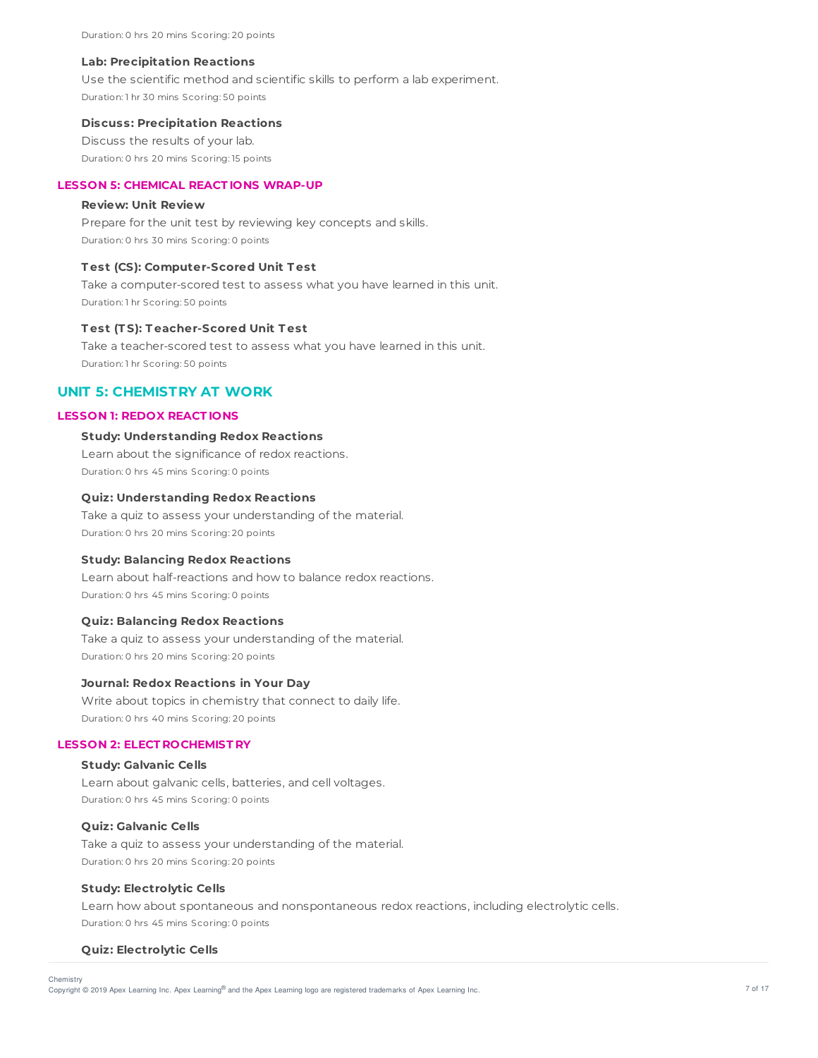Duration: 0 hrs 20 mins Scoring: 20 points

**Lab: Precipitation Reactions**

Use the scientific method and scientific skills to perform a lab experiment.

Duration: 1 hr 30 mins Scoring: 50 points

**Discuss: Precipitation Reactions**

Discuss the results of your lab.

Duration: 0 hrs 20 mins Scoring: 15 points

### LESSON 5: CHEMICAL REACTIONS WRAP-UP

**Review: Unit Review**

Prepare for the unit test by reviewing key concepts and skills.

Duration: 0 hrs 30 mins Scoring: 0 points

**Test (CS): Computer-Scored Unit Test**

Take a computer-scored test to assess what you have learned in this unit.

Duration: 1 hr Scoring: 50 points

**Test (TS): Teacher-Scored Unit Test**

Take a teacher-scored test to assess what you have learned in this unit.

Duration: 1 hr Scoring: 50 points

## UNIT 5: CHEMISTRY AT WORK

### LESSON 1: REDOX REACTIONS

**Study: Understanding Redox Reactions**

Learn about the significance of redox reactions.

Duration: 0 hrs 45 mins Scoring: 0 points

**Quiz: Understanding Redox Reactions**

Take a quiz to assess your understanding of the material.

Duration: 0 hrs 20 mins Scoring: 20 points

**Study: Balancing Redox Reactions**

Learn about half-reactions and how to balance redox reactions.

Duration: 0 hrs 45 mins Scoring: 0 points

**Quiz: Balancing Redox Reactions**

Take a quiz to assess your understanding of the material.

Duration: 0 hrs 20 mins Scoring: 20 points

**Journal: Redox Reactions in Your Day**

Write about topics in chemistry that connect to daily life.

Duration: 0 hrs 40 mins Scoring: 20 points

### LESSON 2: ELECTROCHEMISTRY

**Study: Galvanic Cells**

Learn about galvanic cells, batteries, and cell voltages.

Duration: 0 hrs 45 mins Scoring: 0 points

**Quiz: Galvanic Cells**

Take a quiz to assess your understanding of the material.

Duration: 0 hrs 20 mins Scoring: 20 points

**Study: Electrolytic Cells**

Learn how about spontaneous and nonspontaneous redox reactions, including electrolytic cells.

Duration: 0 hrs 45 mins Scoring: 0 points

**Quiz: Electrolytic Cells**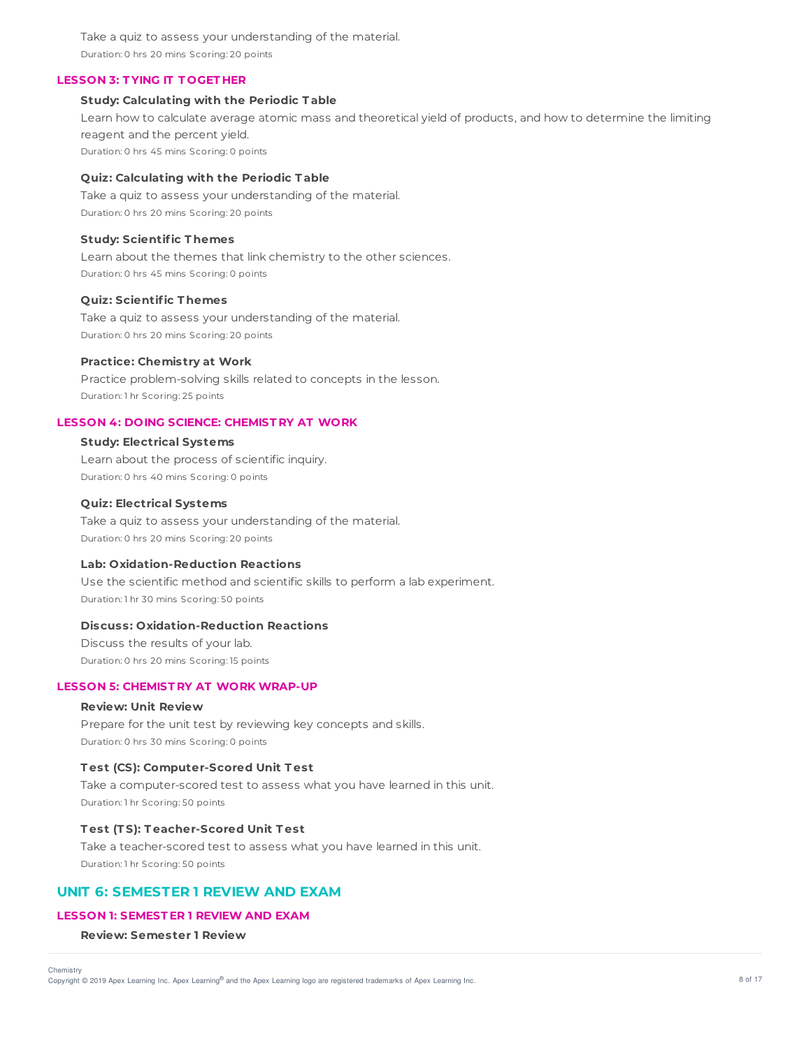Take a quiz to assess your understanding of the material.
Duration: 0 hrs 20 mins Scoring: 20 points

### LESSON 3: TYING IT TOGETHER

**Study: Calculating with the Periodic Table**
Learn how to calculate average atomic mass and theoretical yield of products, and how to determine the limiting reagent and the percent yield.
Duration: 0 hrs 45 mins Scoring: 0 points

**Quiz: Calculating with the Periodic Table**
Take a quiz to assess your understanding of the material.
Duration: 0 hrs 20 mins Scoring: 20 points

**Study: Scientific Themes**
Learn about the themes that link chemistry to the other sciences.
Duration: 0 hrs 45 mins Scoring: 0 points

**Quiz: Scientific Themes**
Take a quiz to assess your understanding of the material.
Duration: 0 hrs 20 mins Scoring: 20 points

**Practice: Chemistry at Work**
Practice problem-solving skills related to concepts in the lesson.
Duration: 1 hr Scoring: 25 points

### LESSON 4: DOING SCIENCE: CHEMISTRY AT WORK

**Study: Electrical Systems**
Learn about the process of scientific inquiry.
Duration: 0 hrs 40 mins Scoring: 0 points

**Quiz: Electrical Systems**
Take a quiz to assess your understanding of the material.
Duration: 0 hrs 20 mins Scoring: 20 points

**Lab: Oxidation-Reduction Reactions**
Use the scientific method and scientific skills to perform a lab experiment.
Duration: 1 hr 30 mins Scoring: 50 points

**Discuss: Oxidation-Reduction Reactions**
Discuss the results of your lab.
Duration: 0 hrs 20 mins Scoring: 15 points

### LESSON 5: CHEMISTRY AT WORK WRAP-UP

**Review: Unit Review**
Prepare for the unit test by reviewing key concepts and skills.
Duration: 0 hrs 30 mins Scoring: 0 points

**Test (CS): Computer-Scored Unit Test**
Take a computer-scored test to assess what you have learned in this unit.
Duration: 1 hr Scoring: 50 points

**Test (TS): Teacher-Scored Unit Test**
Take a teacher-scored test to assess what you have learned in this unit.
Duration: 1 hr Scoring: 50 points

## UNIT 6: SEMESTER 1 REVIEW AND EXAM

### LESSON 1: SEMESTER 1 REVIEW AND EXAM

**Review: Semester 1 Review**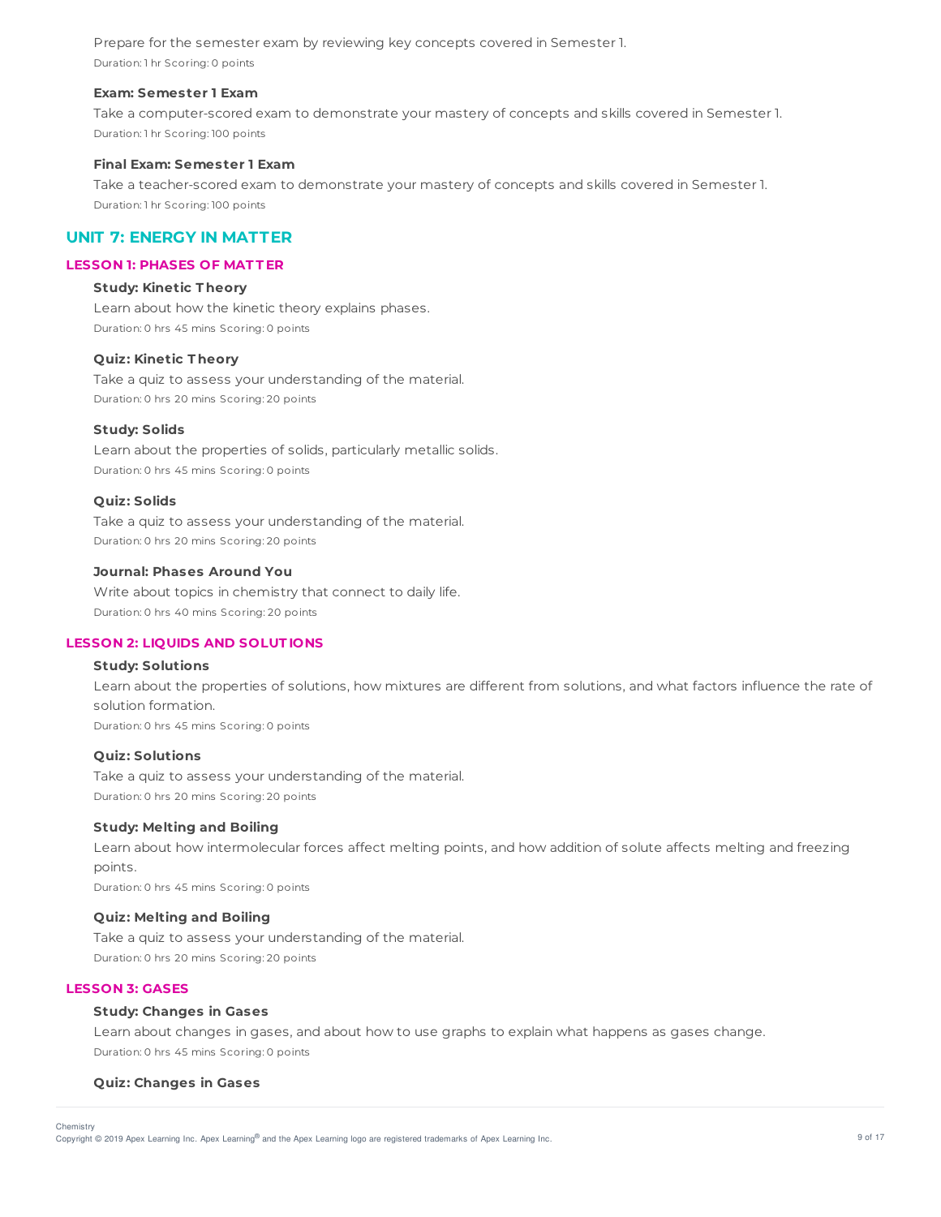Prepare for the semester exam by reviewing key concepts covered in Semester 1.

Duration: 1 hr Scoring: 0 points

**Exam: Semester 1 Exam**

Take a computer-scored exam to demonstrate your mastery of concepts and skills covered in Semester 1.

Duration: 1 hr Scoring: 100 points

**Final Exam: Semester 1 Exam**

Take a teacher-scored exam to demonstrate your mastery of concepts and skills covered in Semester 1.

Duration: 1 hr Scoring: 100 points

## UNIT 7: ENERGY IN MATTER

### LESSON 1: PHASES OF MATTER

**Study: Kinetic Theory**

Learn about how the kinetic theory explains phases.

Duration: 0 hrs 45 mins Scoring: 0 points

**Quiz: Kinetic Theory**

Take a quiz to assess your understanding of the material.

Duration: 0 hrs 20 mins Scoring: 20 points

**Study: Solids**

Learn about the properties of solids, particularly metallic solids.

Duration: 0 hrs 45 mins Scoring: 0 points

**Quiz: Solids**

Take a quiz to assess your understanding of the material.

Duration: 0 hrs 20 mins Scoring: 20 points

**Journal: Phases Around You**

Write about topics in chemistry that connect to daily life.

Duration: 0 hrs 40 mins Scoring: 20 points

### LESSON 2: LIQUIDS AND SOLUTIONS

**Study: Solutions**

Learn about the properties of solutions, how mixtures are different from solutions, and what factors influence the rate of solution formation.

Duration: 0 hrs 45 mins Scoring: 0 points

**Quiz: Solutions**

Take a quiz to assess your understanding of the material.

Duration: 0 hrs 20 mins Scoring: 20 points

**Study: Melting and Boiling**

Learn about how intermolecular forces affect melting points, and how addition of solute affects melting and freezing points.

Duration: 0 hrs 45 mins Scoring: 0 points

**Quiz: Melting and Boiling**

Take a quiz to assess your understanding of the material.

Duration: 0 hrs 20 mins Scoring: 20 points

### LESSON 3: GASES

**Study: Changes in Gases**

Learn about changes in gases, and about how to use graphs to explain what happens as gases change.

Duration: 0 hrs 45 mins Scoring: 0 points

**Quiz: Changes in Gases**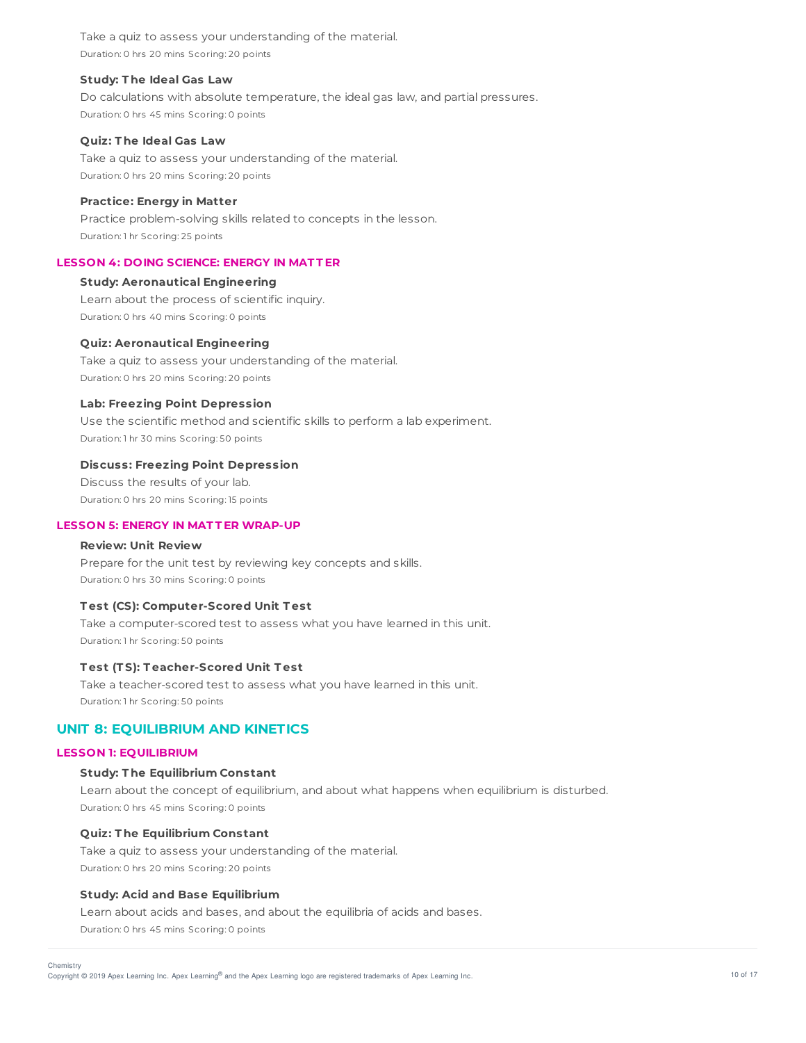Take a quiz to assess your understanding of the material.

Duration: 0 hrs 20 mins Scoring: 20 points

**Study: The Ideal Gas Law**

Do calculations with absolute temperature, the ideal gas law, and partial pressures.

Duration: 0 hrs 45 mins Scoring: 0 points

**Quiz: The Ideal Gas Law**

Take a quiz to assess your understanding of the material.

Duration: 0 hrs 20 mins Scoring: 20 points

**Practice: Energy in Matter**

Practice problem-solving skills related to concepts in the lesson.

Duration: 1 hr Scoring: 25 points

### LESSON 4: DOING SCIENCE: ENERGY IN MATTER

**Study: Aeronautical Engineering**

Learn about the process of scientific inquiry.

Duration: 0 hrs 40 mins Scoring: 0 points

**Quiz: Aeronautical Engineering**

Take a quiz to assess your understanding of the material.

Duration: 0 hrs 20 mins Scoring: 20 points

**Lab: Freezing Point Depression**

Use the scientific method and scientific skills to perform a lab experiment.

Duration: 1 hr 30 mins Scoring: 50 points

**Discuss: Freezing Point Depression**

Discuss the results of your lab.

Duration: 0 hrs 20 mins Scoring: 15 points

### LESSON 5: ENERGY IN MATTER WRAP-UP

**Review: Unit Review**

Prepare for the unit test by reviewing key concepts and skills.

Duration: 0 hrs 30 mins Scoring: 0 points

**Test (CS): Computer-Scored Unit Test**

Take a computer-scored test to assess what you have learned in this unit.

Duration: 1 hr Scoring: 50 points

**Test (TS): Teacher-Scored Unit Test**

Take a teacher-scored test to assess what you have learned in this unit.

Duration: 1 hr Scoring: 50 points

## UNIT 8: EQUILIBRIUM AND KINETICS

### LESSON 1: EQUILIBRIUM

**Study: The Equilibrium Constant**

Learn about the concept of equilibrium, and about what happens when equilibrium is disturbed.

Duration: 0 hrs 45 mins Scoring: 0 points

**Quiz: The Equilibrium Constant**

Take a quiz to assess your understanding of the material.

Duration: 0 hrs 20 mins Scoring: 20 points

**Study: Acid and Base Equilibrium**

Learn about acids and bases, and about the equilibria of acids and bases.

Duration: 0 hrs 45 mins Scoring: 0 points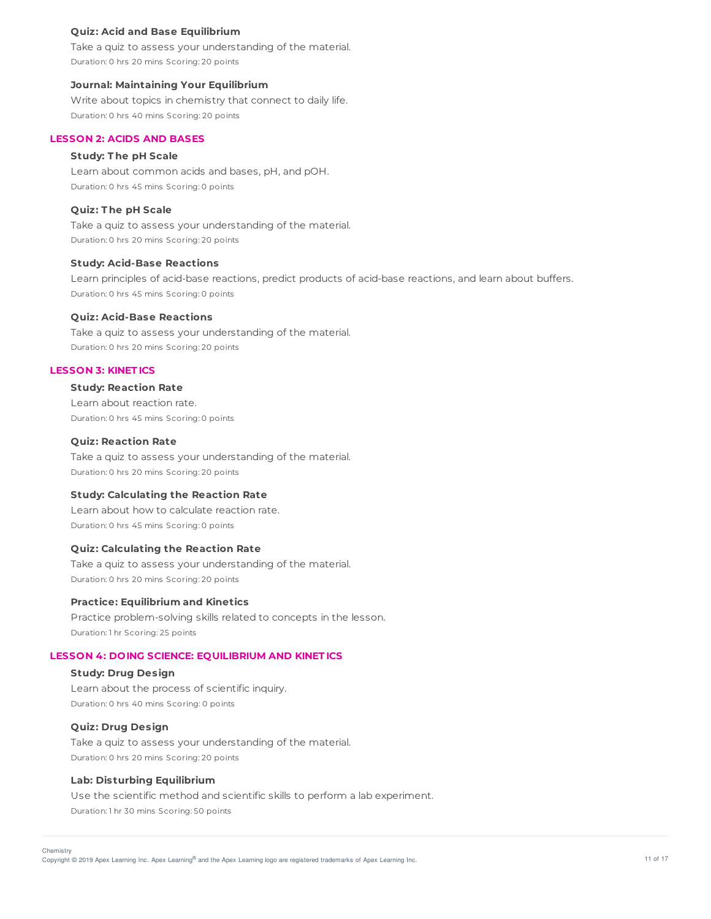**Quiz: Acid and Base Equilibrium**

Take a quiz to assess your understanding of the material.

Duration: 0 hrs 20 mins Scoring: 20 points

**Journal: Maintaining Your Equilibrium**

Write about topics in chemistry that connect to daily life.

Duration: 0 hrs 40 mins Scoring: 20 points

## LESSON 2: ACIDS AND BASES

**Study: The pH Scale**

Learn about common acids and bases, pH, and pOH.

Duration: 0 hrs 45 mins Scoring: 0 points

**Quiz: The pH Scale**

Take a quiz to assess your understanding of the material.

Duration: 0 hrs 20 mins Scoring: 20 points

**Study: Acid-Base Reactions**

Learn principles of acid-base reactions, predict products of acid-base reactions, and learn about buffers.

Duration: 0 hrs 45 mins Scoring: 0 points

**Quiz: Acid-Base Reactions**

Take a quiz to assess your understanding of the material.

Duration: 0 hrs 20 mins Scoring: 20 points

## LESSON 3: KINETICS

**Study: Reaction Rate**

Learn about reaction rate.

Duration: 0 hrs 45 mins Scoring: 0 points

**Quiz: Reaction Rate**

Take a quiz to assess your understanding of the material.

Duration: 0 hrs 20 mins Scoring: 20 points

**Study: Calculating the Reaction Rate**

Learn about how to calculate reaction rate.

Duration: 0 hrs 45 mins Scoring: 0 points

**Quiz: Calculating the Reaction Rate**

Take a quiz to assess your understanding of the material.

Duration: 0 hrs 20 mins Scoring: 20 points

**Practice: Equilibrium and Kinetics**

Practice problem-solving skills related to concepts in the lesson.

Duration: 1 hr Scoring: 25 points

## LESSON 4: DOING SCIENCE: EQUILIBRIUM AND KINETICS

**Study: Drug Design**

Learn about the process of scientific inquiry.

Duration: 0 hrs 40 mins Scoring: 0 points

**Quiz: Drug Design**

Take a quiz to assess your understanding of the material.

Duration: 0 hrs 20 mins Scoring: 20 points

**Lab: Disturbing Equilibrium**

Use the scientific method and scientific skills to perform a lab experiment.

Duration: 1 hr 30 mins Scoring: 50 points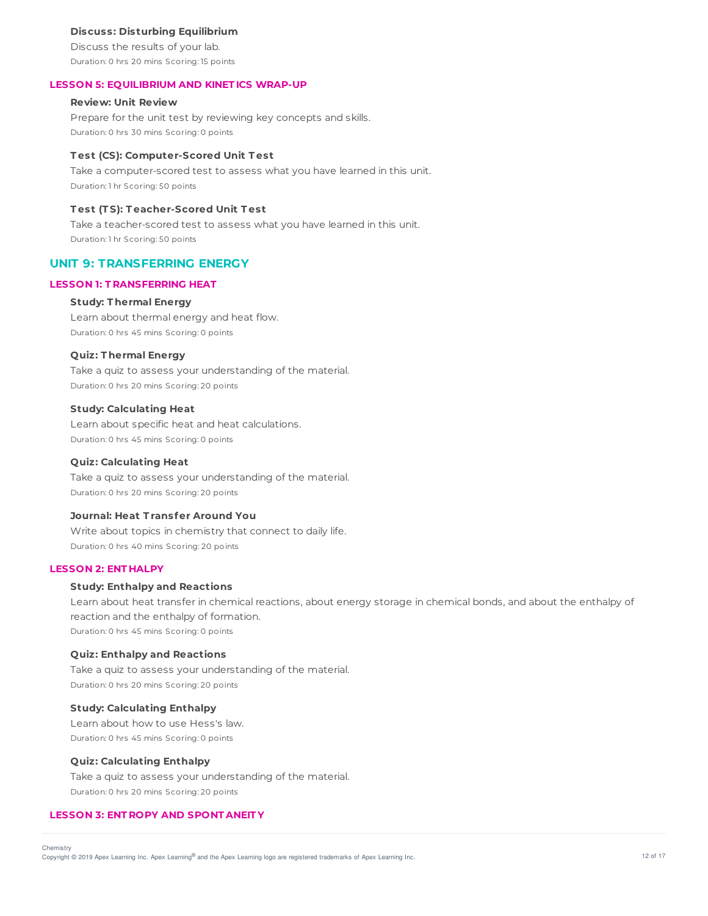#### Discuss: Disturbing Equilibrium

Discuss the results of your lab.

Duration: 0 hrs 20 mins Scoring: 15 points

### LESSON 5: EQUILIBRIUM AND KINETICS WRAP-UP

#### Review: Unit Review

Prepare for the unit test by reviewing key concepts and skills.

Duration: 0 hrs 30 mins Scoring: 0 points

#### Test (CS): Computer-Scored Unit Test

Take a computer-scored test to assess what you have learned in this unit.

Duration: 1 hr Scoring: 50 points

#### Test (TS): Teacher-Scored Unit Test

Take a teacher-scored test to assess what you have learned in this unit.

Duration: 1 hr Scoring: 50 points

## UNIT 9: TRANSFERRING ENERGY

### LESSON 1: TRANSFERRING HEAT

#### Study: Thermal Energy

Learn about thermal energy and heat flow.

Duration: 0 hrs 45 mins Scoring: 0 points

#### Quiz: Thermal Energy

Take a quiz to assess your understanding of the material.

Duration: 0 hrs 20 mins Scoring: 20 points

#### Study: Calculating Heat

Learn about specific heat and heat calculations.

Duration: 0 hrs 45 mins Scoring: 0 points

#### Quiz: Calculating Heat

Take a quiz to assess your understanding of the material.

Duration: 0 hrs 20 mins Scoring: 20 points

#### Journal: Heat Transfer Around You

Write about topics in chemistry that connect to daily life.

Duration: 0 hrs 40 mins Scoring: 20 points

### LESSON 2: ENTHALPY

#### Study: Enthalpy and Reactions

Learn about heat transfer in chemical reactions, about energy storage in chemical bonds, and about the enthalpy of reaction and the enthalpy of formation.

Duration: 0 hrs 45 mins Scoring: 0 points

#### Quiz: Enthalpy and Reactions

Take a quiz to assess your understanding of the material.

Duration: 0 hrs 20 mins Scoring: 20 points

#### Study: Calculating Enthalpy

Learn about how to use Hess's law.

Duration: 0 hrs 45 mins Scoring: 0 points

#### Quiz: Calculating Enthalpy

Take a quiz to assess your understanding of the material.

Duration: 0 hrs 20 mins Scoring: 20 points

### LESSON 3: ENTROPY AND SPONTANEITY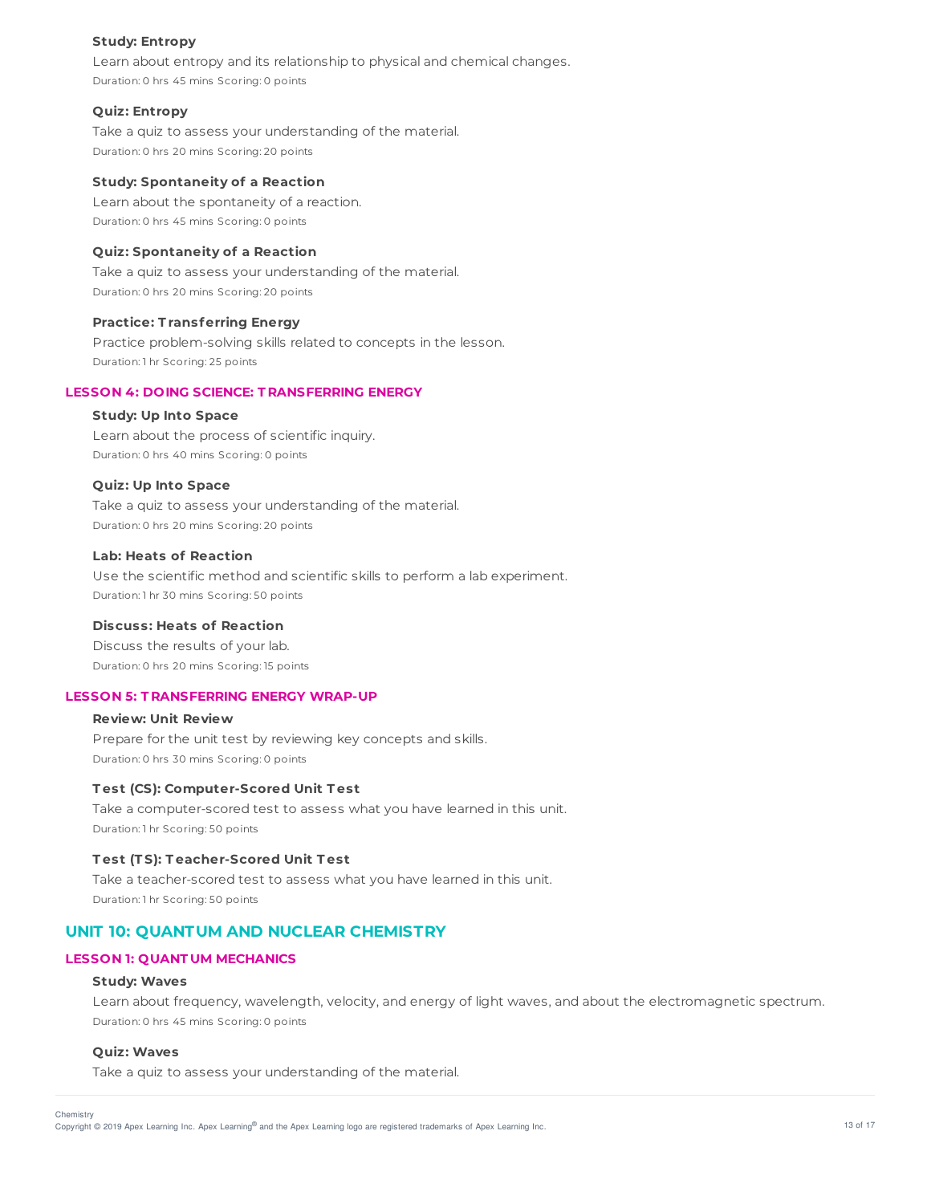**Study: Entropy**

Learn about entropy and its relationship to physical and chemical changes.

Duration: 0 hrs 45 mins Scoring: 0 points

**Quiz: Entropy**

Take a quiz to assess your understanding of the material.

Duration: 0 hrs 20 mins Scoring: 20 points

**Study: Spontaneity of a Reaction**

Learn about the spontaneity of a reaction.

Duration: 0 hrs 45 mins Scoring: 0 points

**Quiz: Spontaneity of a Reaction**

Take a quiz to assess your understanding of the material.

Duration: 0 hrs 20 mins Scoring: 20 points

**Practice: Transferring Energy**

Practice problem-solving skills related to concepts in the lesson.

Duration: 1 hr Scoring: 25 points

### LESSON 4: DOING SCIENCE: TRANSFERRING ENERGY

**Study: Up Into Space**

Learn about the process of scientific inquiry.

Duration: 0 hrs 40 mins Scoring: 0 points

**Quiz: Up Into Space**

Take a quiz to assess your understanding of the material.

Duration: 0 hrs 20 mins Scoring: 20 points

**Lab: Heats of Reaction**

Use the scientific method and scientific skills to perform a lab experiment.

Duration: 1 hr 30 mins Scoring: 50 points

**Discuss: Heats of Reaction**

Discuss the results of your lab.

Duration: 0 hrs 20 mins Scoring: 15 points

### LESSON 5: TRANSFERRING ENERGY WRAP-UP

**Review: Unit Review**

Prepare for the unit test by reviewing key concepts and skills.

Duration: 0 hrs 30 mins Scoring: 0 points

**Test (CS): Computer-Scored Unit Test**

Take a computer-scored test to assess what you have learned in this unit.

Duration: 1 hr Scoring: 50 points

**Test (TS): Teacher-Scored Unit Test**

Take a teacher-scored test to assess what you have learned in this unit.

Duration: 1 hr Scoring: 50 points

## UNIT 10: QUANTUM AND NUCLEAR CHEMISTRY

### LESSON 1: QUANTUM MECHANICS

**Study: Waves**

Learn about frequency, wavelength, velocity, and energy of light waves, and about the electromagnetic spectrum.

Duration: 0 hrs 45 mins Scoring: 0 points

**Quiz: Waves**

Take a quiz to assess your understanding of the material.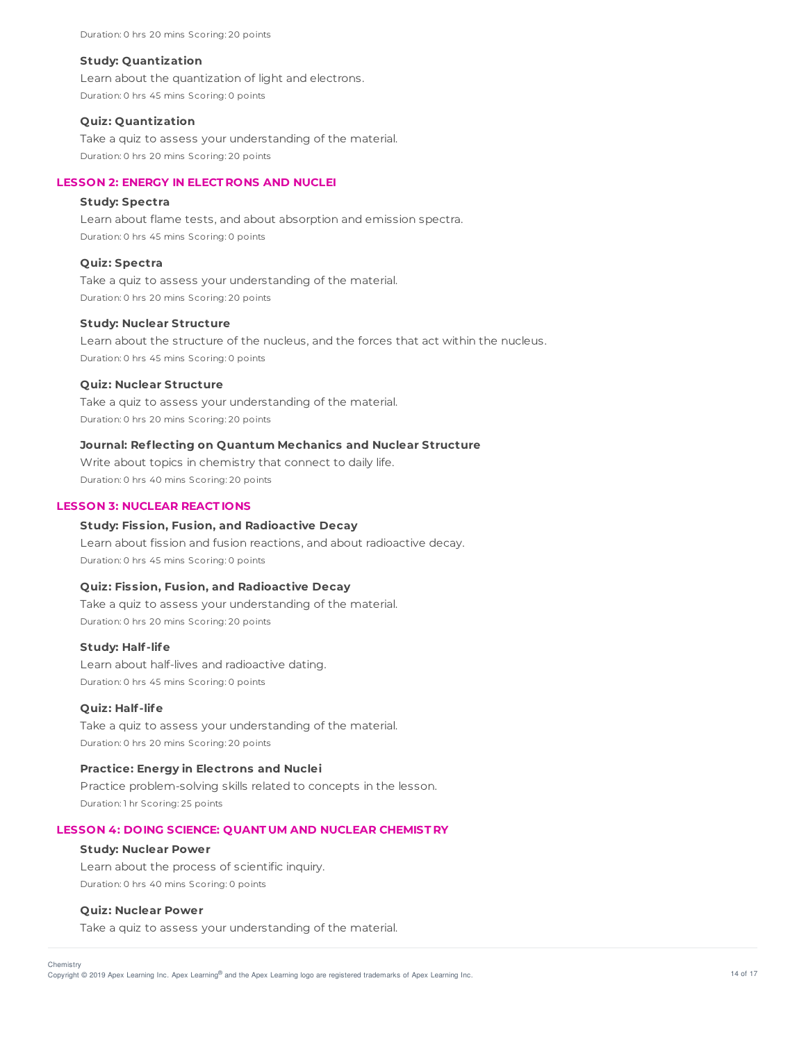Duration: 0 hrs 20 mins Scoring: 20 points

**Study: Quantization**

Learn about the quantization of light and electrons.

Duration: 0 hrs 45 mins Scoring: 0 points

**Quiz: Quantization**

Take a quiz to assess your understanding of the material.

Duration: 0 hrs 20 mins Scoring: 20 points

## LESSON 2: ENERGY IN ELECTRONS AND NUCLEI

**Study: Spectra**

Learn about flame tests, and about absorption and emission spectra.

Duration: 0 hrs 45 mins Scoring: 0 points

**Quiz: Spectra**

Take a quiz to assess your understanding of the material.

Duration: 0 hrs 20 mins Scoring: 20 points

**Study: Nuclear Structure**

Learn about the structure of the nucleus, and the forces that act within the nucleus.

Duration: 0 hrs 45 mins Scoring: 0 points

**Quiz: Nuclear Structure**

Take a quiz to assess your understanding of the material.

Duration: 0 hrs 20 mins Scoring: 20 points

**Journal: Reflecting on Quantum Mechanics and Nuclear Structure**

Write about topics in chemistry that connect to daily life.

Duration: 0 hrs 40 mins Scoring: 20 points

## LESSON 3: NUCLEAR REACTIONS

**Study: Fission, Fusion, and Radioactive Decay**

Learn about fission and fusion reactions, and about radioactive decay.

Duration: 0 hrs 45 mins Scoring: 0 points

**Quiz: Fission, Fusion, and Radioactive Decay**

Take a quiz to assess your understanding of the material.

Duration: 0 hrs 20 mins Scoring: 20 points

**Study: Half-life**

Learn about half-lives and radioactive dating.

Duration: 0 hrs 45 mins Scoring: 0 points

**Quiz: Half-life**

Take a quiz to assess your understanding of the material.

Duration: 0 hrs 20 mins Scoring: 20 points

**Practice: Energy in Electrons and Nuclei**

Practice problem-solving skills related to concepts in the lesson.

Duration: 1 hr Scoring: 25 points

## LESSON 4: DOING SCIENCE: QUANTUM AND NUCLEAR CHEMISTRY

**Study: Nuclear Power**

Learn about the process of scientific inquiry.

Duration: 0 hrs 40 mins Scoring: 0 points

**Quiz: Nuclear Power**

Take a quiz to assess your understanding of the material.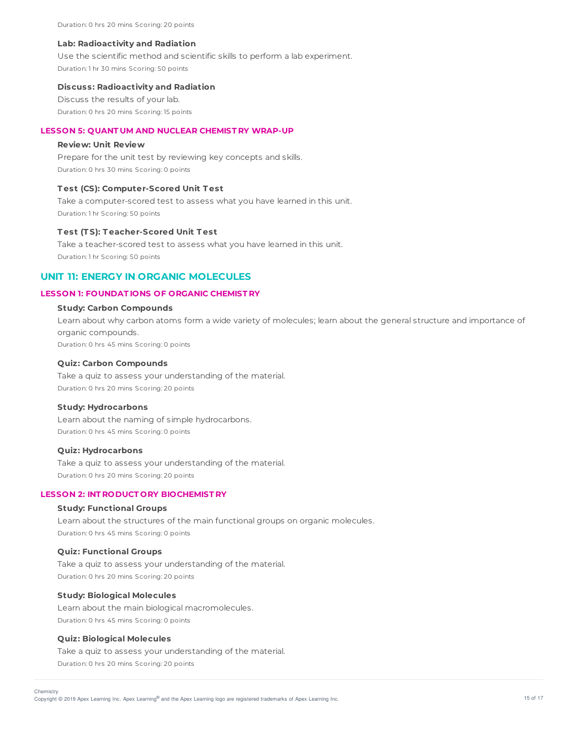Duration: 0 hrs 20 mins Scoring: 20 points

**Lab: Radioactivity and Radiation**

Use the scientific method and scientific skills to perform a lab experiment.

Duration: 1 hr 30 mins Scoring: 50 points

**Discuss: Radioactivity and Radiation**

Discuss the results of your lab.

Duration: 0 hrs 20 mins Scoring: 15 points

### LESSON 5: QUANTUM AND NUCLEAR CHEMISTRY WRAP-UP

**Review: Unit Review**

Prepare for the unit test by reviewing key concepts and skills.

Duration: 0 hrs 30 mins Scoring: 0 points

**Test (CS): Computer-Scored Unit Test**

Take a computer-scored test to assess what you have learned in this unit.

Duration: 1 hr Scoring: 50 points

**Test (TS): Teacher-Scored Unit Test**

Take a teacher-scored test to assess what you have learned in this unit.

Duration: 1 hr Scoring: 50 points

## UNIT 11: ENERGY IN ORGANIC MOLECULES

### LESSON 1: FOUNDATIONS OF ORGANIC CHEMISTRY

**Study: Carbon Compounds**

Learn about why carbon atoms form a wide variety of molecules; learn about the general structure and importance of organic compounds.

Duration: 0 hrs 45 mins Scoring: 0 points

**Quiz: Carbon Compounds**

Take a quiz to assess your understanding of the material.

Duration: 0 hrs 20 mins Scoring: 20 points

**Study: Hydrocarbons**

Learn about the naming of simple hydrocarbons.

Duration: 0 hrs 45 mins Scoring: 0 points

**Quiz: Hydrocarbons**

Take a quiz to assess your understanding of the material.

Duration: 0 hrs 20 mins Scoring: 20 points

### LESSON 2: INTRODUCTORY BIOCHEMISTRY

**Study: Functional Groups**

Learn about the structures of the main functional groups on organic molecules.

Duration: 0 hrs 45 mins Scoring: 0 points

**Quiz: Functional Groups**

Take a quiz to assess your understanding of the material.

Duration: 0 hrs 20 mins Scoring: 20 points

**Study: Biological Molecules**

Learn about the main biological macromolecules.

Duration: 0 hrs 45 mins Scoring: 0 points

**Quiz: Biological Molecules**

Take a quiz to assess your understanding of the material.

Duration: 0 hrs 20 mins Scoring: 20 points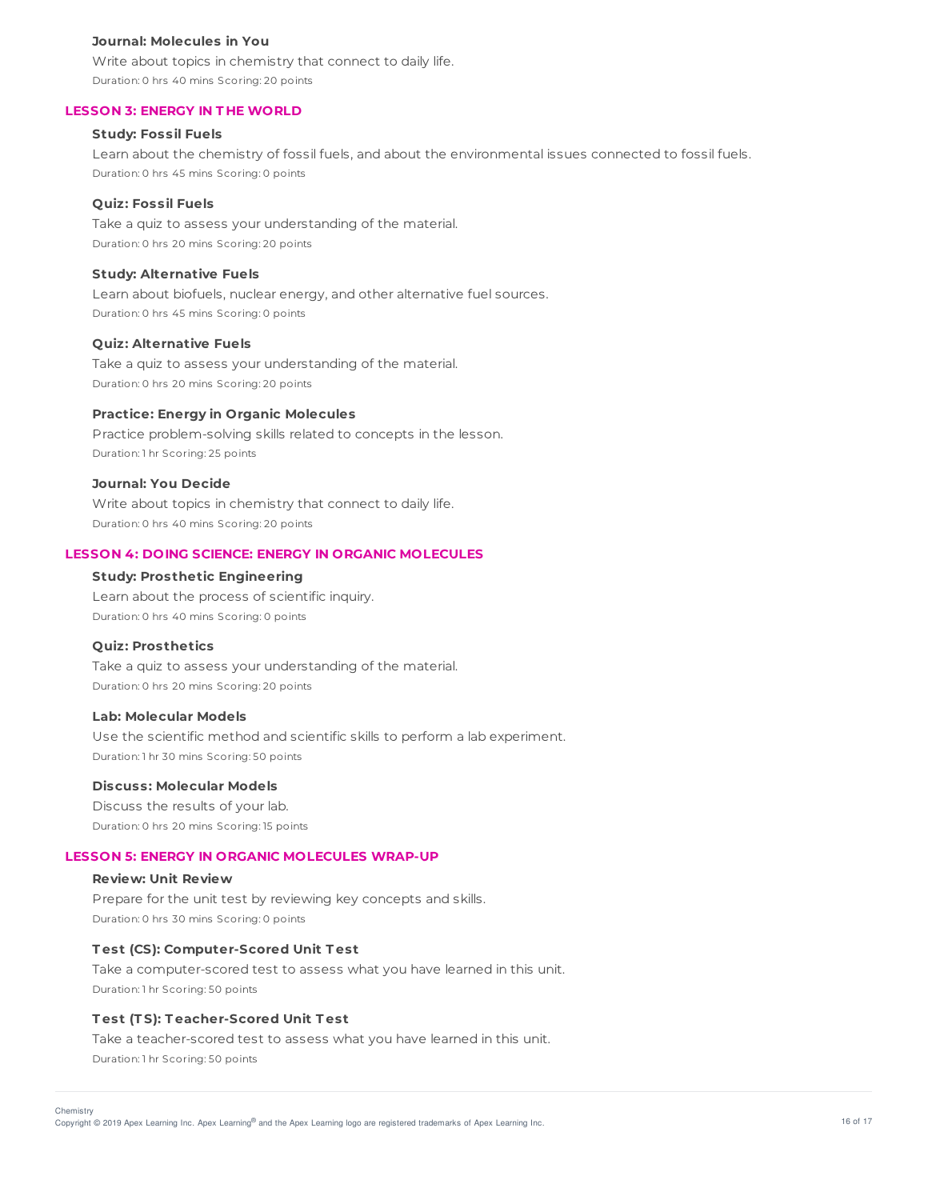**Journal: Molecules in You**

Write about topics in chemistry that connect to daily life.

Duration: 0 hrs 40 mins Scoring: 20 points

## LESSON 3: ENERGY IN THE WORLD

**Study: Fossil Fuels**

Learn about the chemistry of fossil fuels, and about the environmental issues connected to fossil fuels.

Duration: 0 hrs 45 mins Scoring: 0 points

**Quiz: Fossil Fuels**

Take a quiz to assess your understanding of the material.

Duration: 0 hrs 20 mins Scoring: 20 points

**Study: Alternative Fuels**

Learn about biofuels, nuclear energy, and other alternative fuel sources.

Duration: 0 hrs 45 mins Scoring: 0 points

**Quiz: Alternative Fuels**

Take a quiz to assess your understanding of the material.

Duration: 0 hrs 20 mins Scoring: 20 points

**Practice: Energy in Organic Molecules**

Practice problem-solving skills related to concepts in the lesson.

Duration: 1 hr Scoring: 25 points

**Journal: You Decide**

Write about topics in chemistry that connect to daily life.

Duration: 0 hrs 40 mins Scoring: 20 points

## LESSON 4: DOING SCIENCE: ENERGY IN ORGANIC MOLECULES

**Study: Prosthetic Engineering**

Learn about the process of scientific inquiry.

Duration: 0 hrs 40 mins Scoring: 0 points

**Quiz: Prosthetics**

Take a quiz to assess your understanding of the material.

Duration: 0 hrs 20 mins Scoring: 20 points

**Lab: Molecular Models**

Use the scientific method and scientific skills to perform a lab experiment.

Duration: 1 hr 30 mins Scoring: 50 points

**Discuss: Molecular Models**

Discuss the results of your lab.

Duration: 0 hrs 20 mins Scoring: 15 points

## LESSON 5: ENERGY IN ORGANIC MOLECULES WRAP-UP

**Review: Unit Review**

Prepare for the unit test by reviewing key concepts and skills.

Duration: 0 hrs 30 mins Scoring: 0 points

**Test (CS): Computer-Scored Unit Test**

Take a computer-scored test to assess what you have learned in this unit.

Duration: 1 hr Scoring: 50 points

**Test (TS): Teacher-Scored Unit Test**

Take a teacher-scored test to assess what you have learned in this unit.

Duration: 1 hr Scoring: 50 points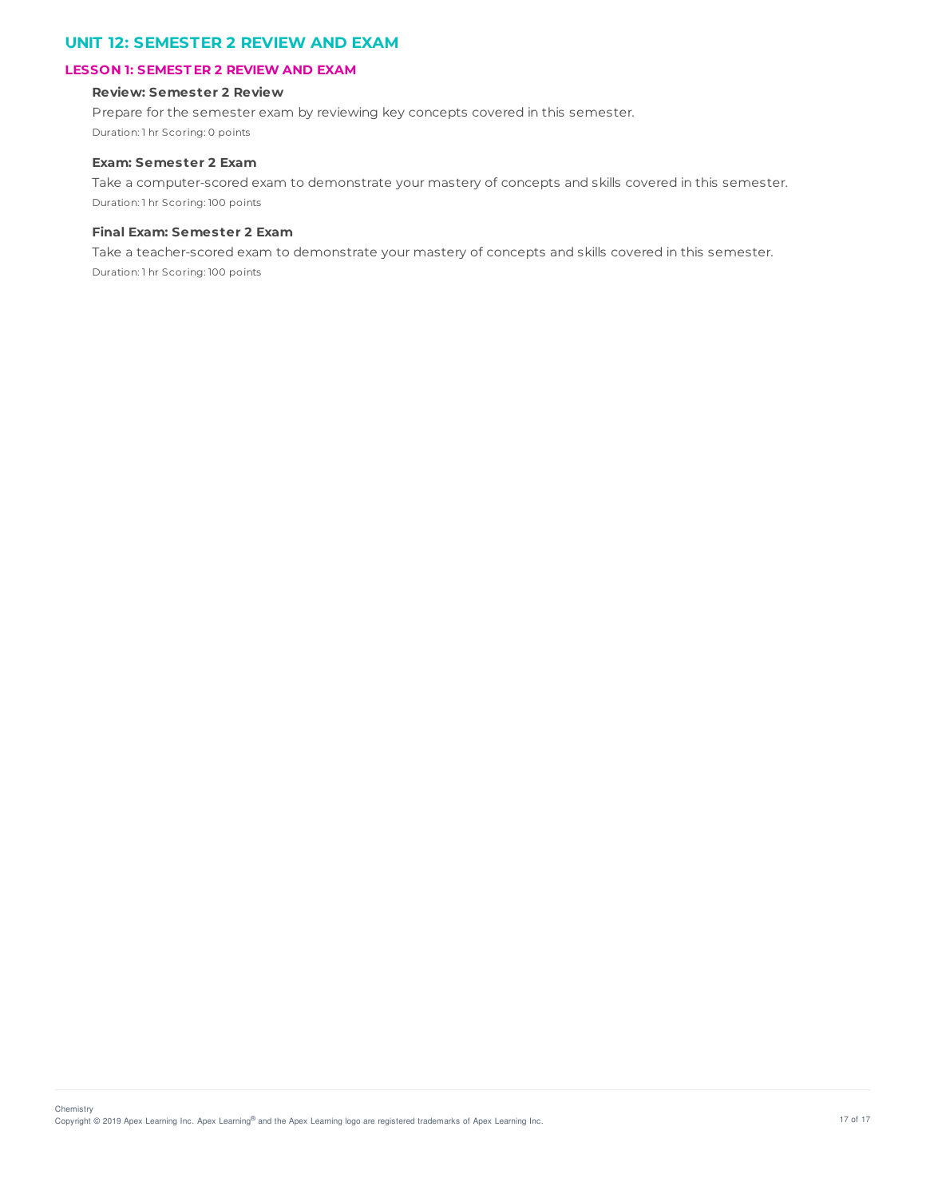## UNIT 12: SEMESTER 2 REVIEW AND EXAM

### LESSON 1: SEMESTER 2 REVIEW AND EXAM

**Review: Semester 2 Review**

Prepare for the semester exam by reviewing key concepts covered in this semester.

Duration: 1 hr Scoring: 0 points

**Exam: Semester 2 Exam**

Take a computer-scored exam to demonstrate your mastery of concepts and skills covered in this semester.

Duration: 1 hr Scoring: 100 points

**Final Exam: Semester 2 Exam**

Take a teacher-scored exam to demonstrate your mastery of concepts and skills covered in this semester.

Duration: 1 hr Scoring: 100 points